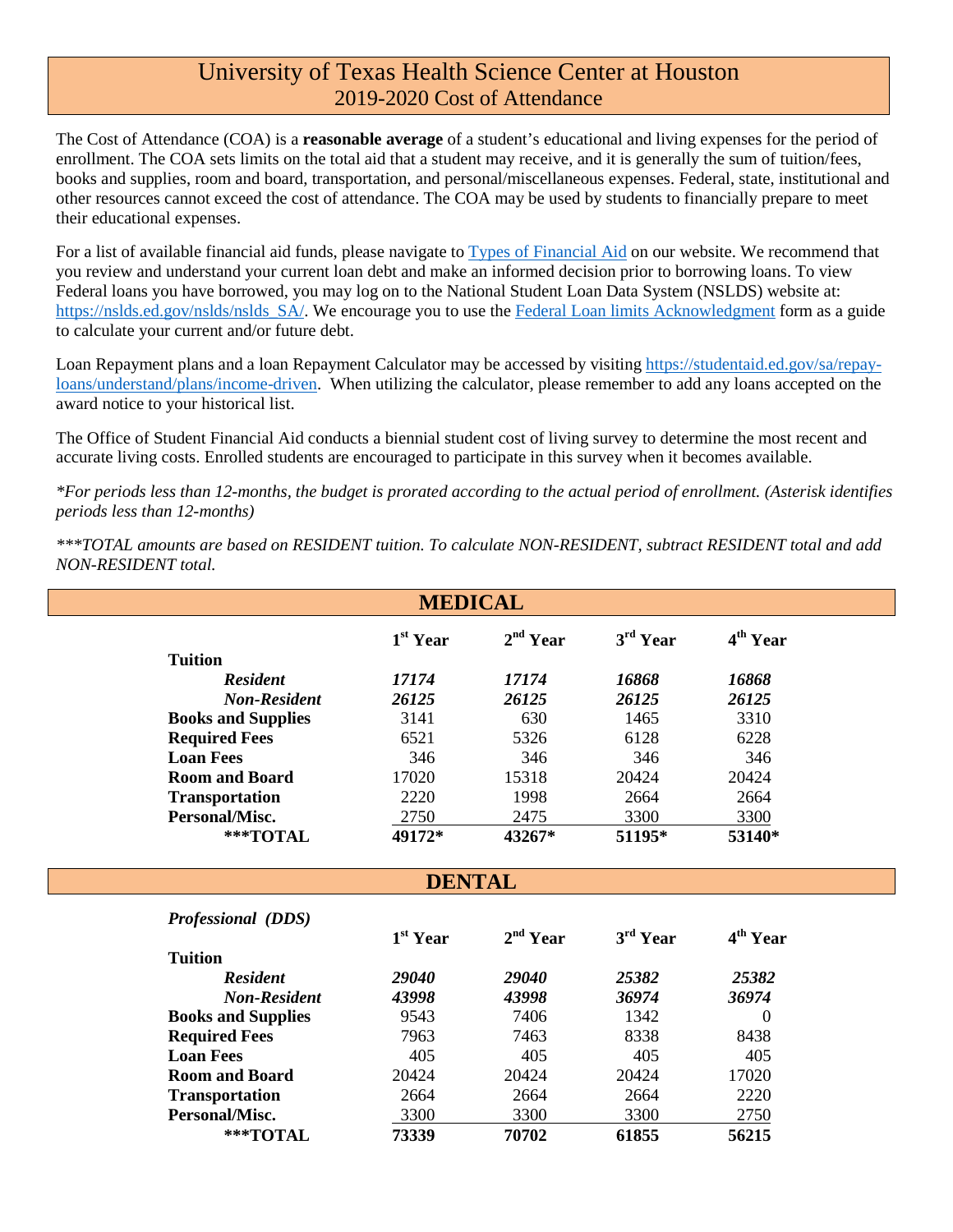# University of Texas Health Science Center at Houston
## 2019-2020 Cost of Attendance

The Cost of Attendance (COA) is a **reasonable average** of a student's educational and living expenses for the period of enrollment. The COA sets limits on the total aid that a student may receive, and it is generally the sum of tuition/fees, books and supplies, room and board, transportation, and personal/miscellaneous expenses. Federal, state, institutional and other resources cannot exceed the cost of attendance. The COA may be used by students to financially prepare to meet their educational expenses.

For a list of available financial aid funds, please navigate to [Types of Financial Aid] on our website. We recommend that you review and understand your current loan debt and make an informed decision prior to borrowing loans. To view Federal loans you have borrowed, you may log on to the National Student Loan Data System (NSLDS) website at: https://nslds.ed.gov/nslds/nslds_SA/. We encourage you to use the [Federal Loan limits Acknowledgment] form as a guide to calculate your current and/or future debt.

Loan Repayment plans and a loan Repayment Calculator may be accessed by visiting https://studentaid.ed.gov/sa/repay-loans/understand/plans/income-driven. When utilizing the calculator, please remember to add any loans accepted on the award notice to your historical list.

The Office of Student Financial Aid conducts a biennial student cost of living survey to determine the most recent and accurate living costs. Enrolled students are encouraged to participate in this survey when it becomes available.

*\*For periods less than 12-months, the budget is prorated according to the actual period of enrollment. (Asterisk identifies periods less than 12-months)*

*\*\*\*TOTAL amounts are based on RESIDENT tuition. To calculate NON-RESIDENT, subtract RESIDENT total and add NON-RESIDENT total.*

## MEDICAL

| | 1st Year | 2nd Year | 3rd Year | 4th Year |
|---|---|---|---|---|
| **Tuition** | | | | |
| ***Resident*** | ***17174*** | ***17174*** | ***16868*** | ***16868*** |
| ***Non-Resident*** | ***26125*** | ***26125*** | ***26125*** | ***26125*** |
| **Books and Supplies** | 3141 | 630 | 1465 | 3310 |
| **Required Fees** | 6521 | 5326 | 6128 | 6228 |
| **Loan Fees** | 346 | 346 | 346 | 346 |
| **Room and Board** | 17020 | 15318 | 20424 | 20424 |
| **Transportation** | 2220 | 1998 | 2664 | 2664 |
| **Personal/Misc.** | 2750 | 2475 | 3300 | 3300 |
| **\*\*\*TOTAL** | **49172\*** | **43267\*** | **51195\*** | **53140\*** |

## DENTAL

*Professional (DDS)*

| | 1st Year | 2nd Year | 3rd Year | 4th Year |
|---|---|---|---|---|
| **Tuition** | | | | |
| ***Resident*** | ***29040*** | ***29040*** | ***25382*** | ***25382*** |
| ***Non-Resident*** | ***43998*** | ***43998*** | ***36974*** | ***36974*** |
| **Books and Supplies** | 9543 | 7406 | 1342 | 0 |
| **Required Fees** | 7963 | 7463 | 8338 | 8438 |
| **Loan Fees** | 405 | 405 | 405 | 405 |
| **Room and Board** | 20424 | 20424 | 20424 | 17020 |
| **Transportation** | 2664 | 2664 | 2664 | 2220 |
| **Personal/Misc.** | 3300 | 3300 | 3300 | 2750 |
| **\*\*\*TOTAL** | **73339** | **70702** | **61855** | **56215** |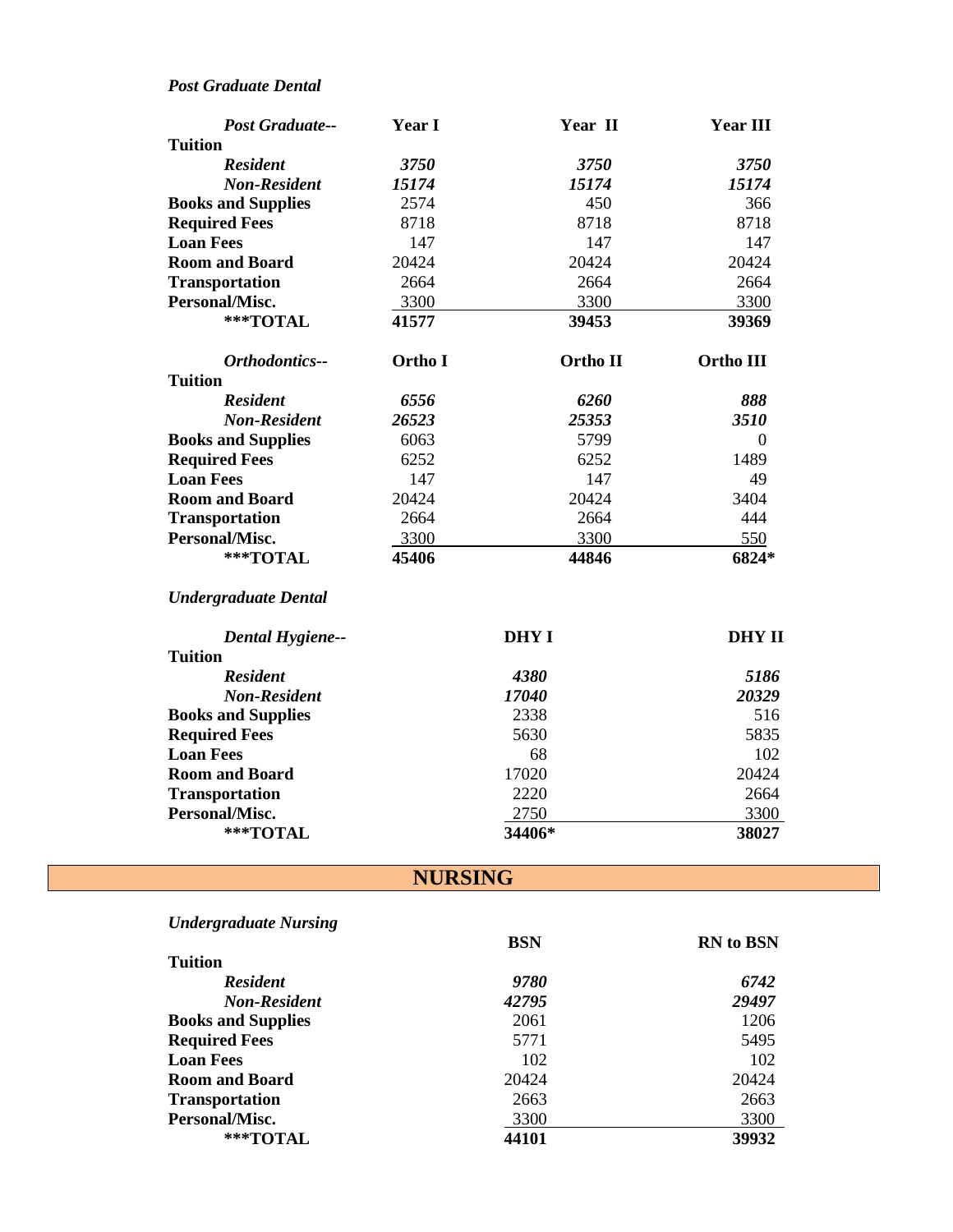*Post Graduate Dental*

| *Post Graduate--* | Year I | Year II | Year III |
|---|---|---|---|
| **Tuition** | | | |
| ***Resident*** | ***3750*** | ***3750*** | ***3750*** |
| ***Non-Resident*** | ***15174*** | ***15174*** | ***15174*** |
| **Books and Supplies** | 2574 | 450 | 366 |
| **Required Fees** | 8718 | 8718 | 8718 |
| **Loan Fees** | 147 | 147 | 147 |
| **Room and Board** | 20424 | 20424 | 20424 |
| **Transportation** | 2664 | 2664 | 2664 |
| **Personal/Misc.** | 3300 | 3300 | 3300 |
| **\*\*\*TOTAL** | **41577** | **39453** | **39369** |

| *Orthodontics--* | Ortho I | Ortho II | Ortho III |
|---|---|---|---|
| **Tuition** | | | |
| ***Resident*** | ***6556*** | ***6260*** | ***888*** |
| ***Non-Resident*** | ***26523*** | ***25353*** | ***3510*** |
| **Books and Supplies** | 6063 | 5799 | 0 |
| **Required Fees** | 6252 | 6252 | 1489 |
| **Loan Fees** | 147 | 147 | 49 |
| **Room and Board** | 20424 | 20424 | 3404 |
| **Transportation** | 2664 | 2664 | 444 |
| **Personal/Misc.** | 3300 | 3300 | 550 |
| **\*\*\*TOTAL** | **45406** | **44846** | **6824\*** |

*Undergraduate Dental*

| *Dental Hygiene--* | DHY I | DHY II |
|---|---|---|
| **Tuition** | | |
| ***Resident*** | ***4380*** | ***5186*** |
| ***Non-Resident*** | ***17040*** | ***20329*** |
| **Books and Supplies** | 2338 | 516 |
| **Required Fees** | 5630 | 5835 |
| **Loan Fees** | 68 | 102 |
| **Room and Board** | 17020 | 20424 |
| **Transportation** | 2220 | 2664 |
| **Personal/Misc.** | 2750 | 3300 |
| **\*\*\*TOTAL** | **34406\*** | **38027** |

## NURSING

*Undergraduate Nursing*

| | BSN | RN to BSN |
|---|---|---|
| **Tuition** | | |
| ***Resident*** | ***9780*** | ***6742*** |
| ***Non-Resident*** | ***42795*** | ***29497*** |
| **Books and Supplies** | 2061 | 1206 |
| **Required Fees** | 5771 | 5495 |
| **Loan Fees** | 102 | 102 |
| **Room and Board** | 20424 | 20424 |
| **Transportation** | 2663 | 2663 |
| **Personal/Misc.** | 3300 | 3300 |
| **\*\*\*TOTAL** | **44101** | **39932** |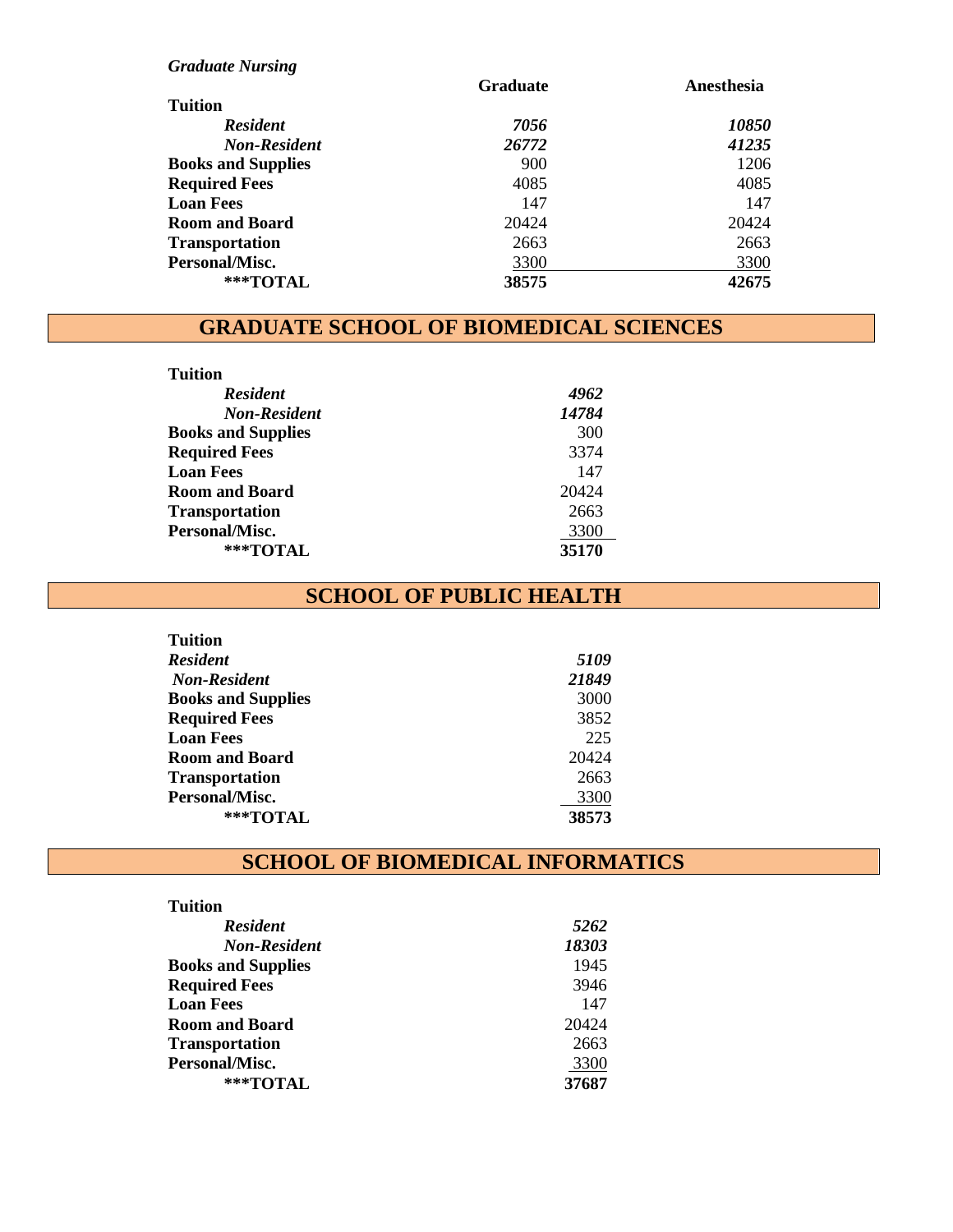*Graduate Nursing*

| | Graduate | Anesthesia |
|---|---|---|
| **Tuition** | | |
| ***Resident*** | ***7056*** | ***10850*** |
| ***Non-Resident*** | ***26772*** | ***41235*** |
| **Books and Supplies** | 900 | 1206 |
| **Required Fees** | 4085 | 4085 |
| **Loan Fees** | 147 | 147 |
| **Room and Board** | 20424 | 20424 |
| **Transportation** | 2663 | 2663 |
| **Personal/Misc.** | 3300 | 3300 |
| **\*\*\*TOTAL** | **38575** | **42675** |

## GRADUATE SCHOOL OF BIOMEDICAL SCIENCES

| | |
|---|---|
| **Tuition** | |
| ***Resident*** | ***4962*** |
| ***Non-Resident*** | ***14784*** |
| **Books and Supplies** | 300 |
| **Required Fees** | 3374 |
| **Loan Fees** | 147 |
| **Room and Board** | 20424 |
| **Transportation** | 2663 |
| **Personal/Misc.** | 3300 |
| **\*\*\*TOTAL** | **35170** |

## SCHOOL OF PUBLIC HEALTH

| | |
|---|---|
| **Tuition** | |
| ***Resident*** | ***5109*** |
| ***Non-Resident*** | ***21849*** |
| **Books and Supplies** | 3000 |
| **Required Fees** | 3852 |
| **Loan Fees** | 225 |
| **Room and Board** | 20424 |
| **Transportation** | 2663 |
| **Personal/Misc.** | 3300 |
| **\*\*\*TOTAL** | **38573** |

## SCHOOL OF BIOMEDICAL INFORMATICS

| | |
|---|---|
| **Tuition** | |
| ***Resident*** | ***5262*** |
| ***Non-Resident*** | ***18303*** |
| **Books and Supplies** | 1945 |
| **Required Fees** | 3946 |
| **Loan Fees** | 147 |
| **Room and Board** | 20424 |
| **Transportation** | 2663 |
| **Personal/Misc.** | 3300 |
| **\*\*\*TOTAL** | **37687** |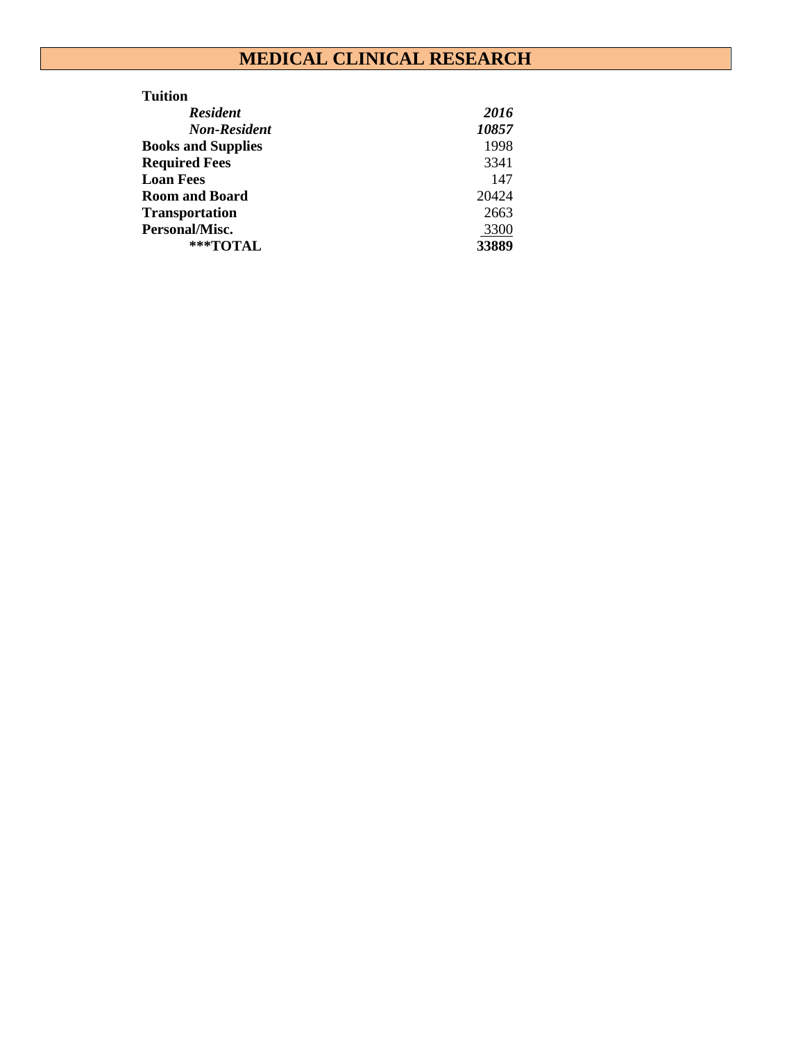# MEDICAL CLINICAL RESEARCH

| | |
|---|---|
| **Tuition** | |
| ***Resident*** | ***2016*** |
| ***Non-Resident*** | ***10857*** |
| **Books and Supplies** | 1998 |
| **Required Fees** | 3341 |
| **Loan Fees** | 147 |
| **Room and Board** | 20424 |
| **Transportation** | 2663 |
| **Personal/Misc.** | 3300 |
| **\*\*\*TOTAL** | **33889** |